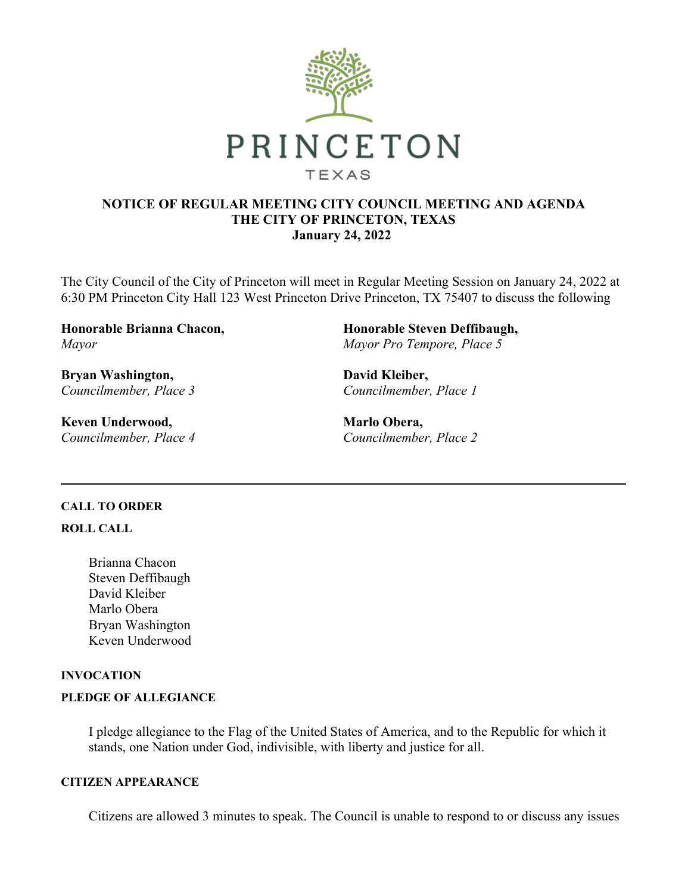PRINCETON

TEXAS

# NOTICE OF REGULAR MEETING CITY COUNCIL MEETING AND AGENDA
## THE CITY OF PRINCETON, TEXAS
## January 24, 2022

The City Council of the City of Princeton will meet in Regular Meeting Session on January 24, 2022 at 6:30 PM Princeton City Hall 123 West Princeton Drive Princeton, TX 75407 to discuss the following

**Honorable Brianna Chacon,**
*Mayor*

**Honorable Steven Deffibaugh,**
*Mayor Pro Tempore, Place 5*

**Bryan Washington,**
*Councilmember, Place 3*

**David Kleiber,**
*Councilmember, Place 1*

**Keven Underwood,**
*Councilmember, Place 4*

**Marlo Obera,**
*Councilmember, Place 2*

---

**CALL TO ORDER**

**ROLL CALL**

Brianna Chacon
Steven Deffibaugh
David Kleiber
Marlo Obera
Bryan Washington
Keven Underwood

**INVOCATION**

**PLEDGE OF ALLEGIANCE**

I pledge allegiance to the Flag of the United States of America, and to the Republic for which it stands, one Nation under God, indivisible, with liberty and justice for all.

**CITIZEN APPEARANCE**

Citizens are allowed 3 minutes to speak. The Council is unable to respond to or discuss any issues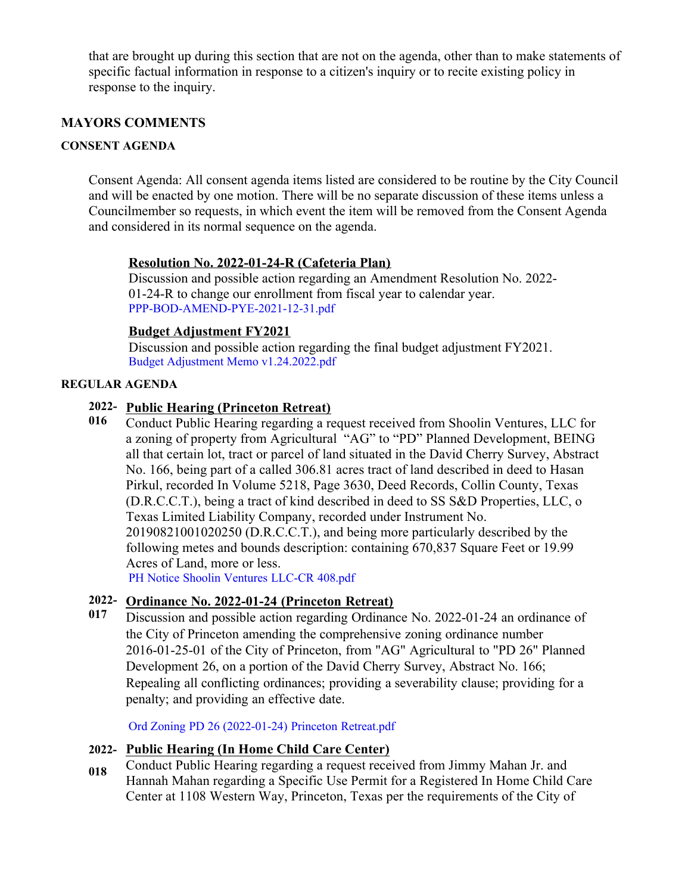that are brought up during this section that are not on the agenda, other than to make statements of specific factual information in response to a citizen's inquiry or to recite existing policy in response to the inquiry.

## MAYORS COMMENTS

### CONSENT AGENDA

Consent Agenda: All consent agenda items listed are considered to be routine by the City Council and will be enacted by one motion. There will be no separate discussion of these items unless a Councilmember so requests, in which event the item will be removed from the Consent Agenda and considered in its normal sequence on the agenda.

**Resolution No. 2022-01-24-R (Cafeteria Plan)**
Discussion and possible action regarding an Amendment Resolution No. 2022-01-24-R to change our enrollment from fiscal year to calendar year.
PPP-BOD-AMEND-PYE-2021-12-31.pdf

**Budget Adjustment FY2021**
Discussion and possible action regarding the final budget adjustment FY2021.
Budget Adjustment Memo v1.24.2022.pdf

### REGULAR AGENDA

**2022-016** **Public Hearing (Princeton Retreat)**
Conduct Public Hearing regarding a request received from Shoolin Ventures, LLC for a zoning of property from Agricultural "AG" to "PD" Planned Development, BEING all that certain lot, tract or parcel of land situated in the David Cherry Survey, Abstract No. 166, being part of a called 306.81 acres tract of land described in deed to Hasan Pirkul, recorded In Volume 5218, Page 3630, Deed Records, Collin County, Texas (D.R.C.C.T.), being a tract of kind described in deed to SS S&D Properties, LLC, o Texas Limited Liability Company, recorded under Instrument No. 20190821001020250 (D.R.C.C.T.), and being more particularly described by the following metes and bounds description: containing 670,837 Square Feet or 19.99 Acres of Land, more or less.
PH Notice Shoolin Ventures LLC-CR 408.pdf

**2022-017** **Ordinance No. 2022-01-24 (Princeton Retreat)**
Discussion and possible action regarding Ordinance No. 2022-01-24 an ordinance of the City of Princeton amending the comprehensive zoning ordinance number 2016-01-25-01 of the City of Princeton, from "AG" Agricultural to "PD 26" Planned Development 26, on a portion of the David Cherry Survey, Abstract No. 166; Repealing all conflicting ordinances; providing a severability clause; providing for a penalty; and providing an effective date.

Ord Zoning PD 26 (2022-01-24) Princeton Retreat.pdf

**2022-018** **Public Hearing (In Home Child Care Center)**
Conduct Public Hearing regarding a request received from Jimmy Mahan Jr. and Hannah Mahan regarding a Specific Use Permit for a Registered In Home Child Care Center at 1108 Western Way, Princeton, Texas per the requirements of the City of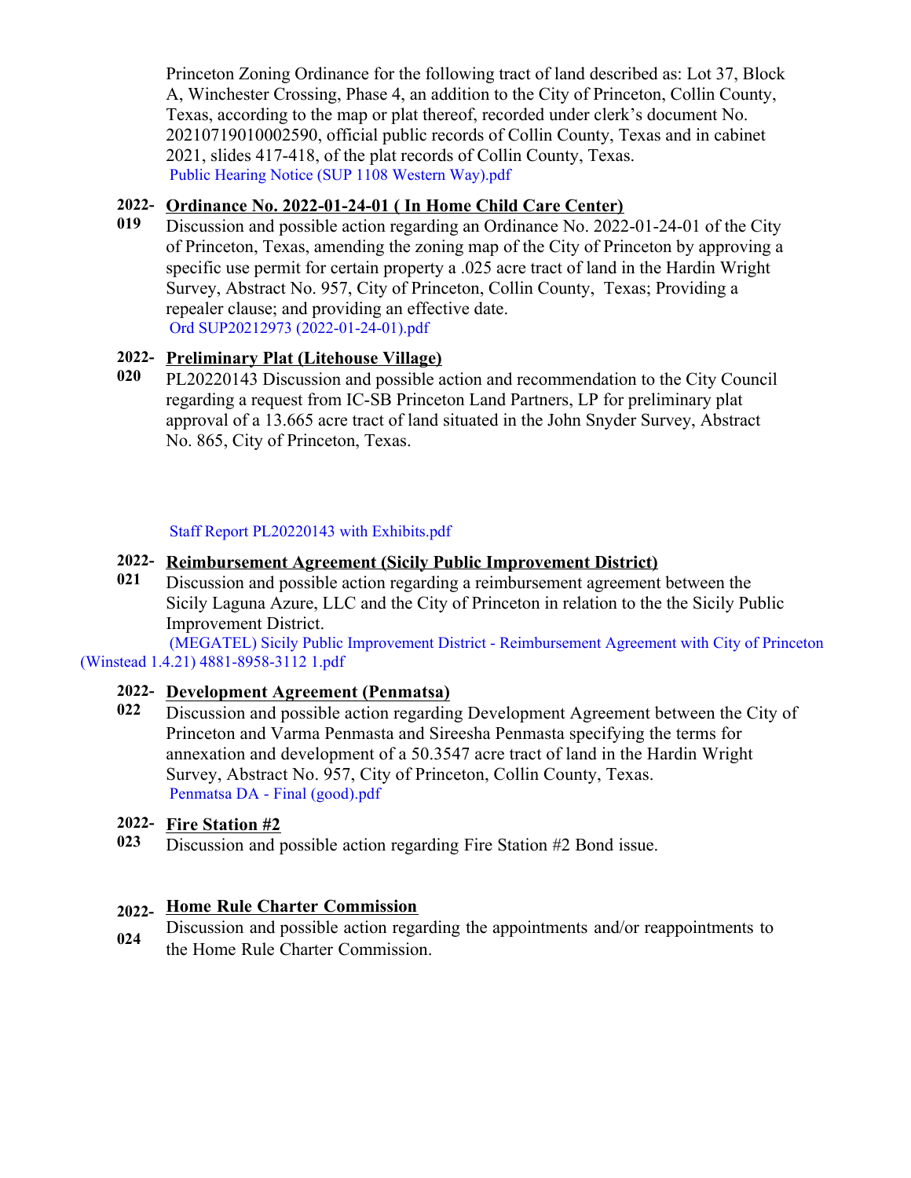Princeton Zoning Ordinance for the following tract of land described as: Lot 37, Block A, Winchester Crossing, Phase 4, an addition to the City of Princeton, Collin County, Texas, according to the map or plat thereof, recorded under clerk's document No. 20210719010002590, official public records of Collin County, Texas and in cabinet 2021, slides 417-418, of the plat records of Collin County, Texas.

Public Hearing Notice (SUP 1108 Western Way).pdf

**2022-019** **Ordinance No. 2022-01-24-01 ( In Home Child Care Center)**

Discussion and possible action regarding an Ordinance No. 2022-01-24-01 of the City of Princeton, Texas, amending the zoning map of the City of Princeton by approving a specific use permit for certain property a .025 acre tract of land in the Hardin Wright Survey, Abstract No. 957, City of Princeton, Collin County, Texas; Providing a repealer clause; and providing an effective date.

Ord SUP20212973 (2022-01-24-01).pdf

**2022-020** **Preliminary Plat (Litehouse Village)**

PL20220143 Discussion and possible action and recommendation to the City Council regarding a request from IC-SB Princeton Land Partners, LP for preliminary plat approval of a 13.665 acre tract of land situated in the John Snyder Survey, Abstract No. 865, City of Princeton, Texas.

Staff Report PL20220143 with Exhibits.pdf

**2022-021** **Reimbursement Agreement (Sicily Public Improvement District)**

Discussion and possible action regarding a reimbursement agreement between the Sicily Laguna Azure, LLC and the City of Princeton in relation to the the Sicily Public Improvement District.

(MEGATEL) Sicily Public Improvement District - Reimbursement Agreement with City of Princeton (Winstead 1.4.21) 4881-8958-3112 1.pdf

**2022-022** **Development Agreement (Penmatsa)**

Discussion and possible action regarding Development Agreement between the City of Princeton and Varma Penmasta and Sireesha Penmasta specifying the terms for annexation and development of a 50.3547 acre tract of land in the Hardin Wright Survey, Abstract No. 957, City of Princeton, Collin County, Texas.

Penmatsa DA - Final (good).pdf

**2022-023** **Fire Station #2**

Discussion and possible action regarding Fire Station #2 Bond issue.

**2022-024** **Home Rule Charter Commission**

Discussion and possible action regarding the appointments and/or reappointments to the Home Rule Charter Commission.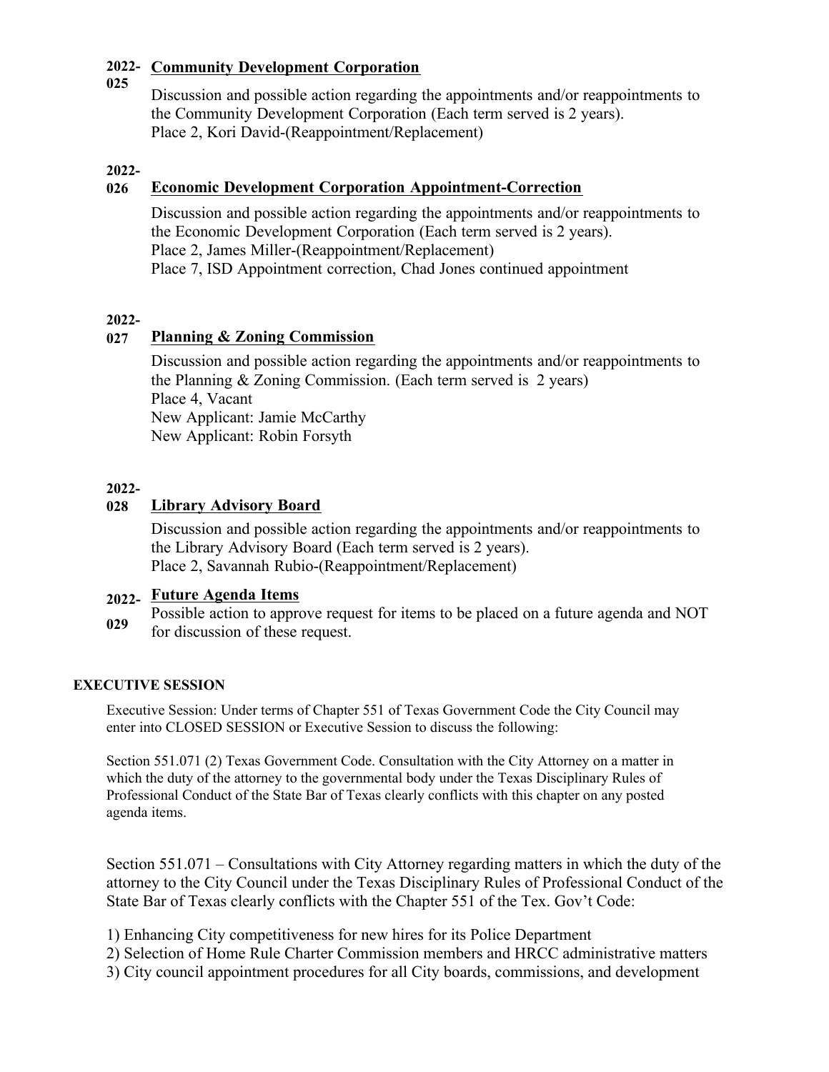**2022-025** **Community Development Corporation**

Discussion and possible action regarding the appointments and/or reappointments to the Community Development Corporation (Each term served is 2 years).
Place 2, Kori David-(Reappointment/Replacement)

**2022-026** **Economic Development Corporation Appointment-Correction**

Discussion and possible action regarding the appointments and/or reappointments to the Economic Development Corporation (Each term served is 2 years).
Place 2, James Miller-(Reappointment/Replacement)
Place 7, ISD Appointment correction, Chad Jones continued appointment

**2022-027** **Planning & Zoning Commission**

Discussion and possible action regarding the appointments and/or reappointments to the Planning & Zoning Commission. (Each term served is 2 years)
Place 4, Vacant
New Applicant: Jamie McCarthy
New Applicant: Robin Forsyth

**2022-028** **Library Advisory Board**

Discussion and possible action regarding the appointments and/or reappointments to the Library Advisory Board (Each term served is 2 years).
Place 2, Savannah Rubio-(Reappointment/Replacement)

**2022-029** **Future Agenda Items**

Possible action to approve request for items to be placed on a future agenda and NOT for discussion of these request.

## EXECUTIVE SESSION

Executive Session: Under terms of Chapter 551 of Texas Government Code the City Council may enter into CLOSED SESSION or Executive Session to discuss the following:

Section 551.071 (2) Texas Government Code. Consultation with the City Attorney on a matter in which the duty of the attorney to the governmental body under the Texas Disciplinary Rules of Professional Conduct of the State Bar of Texas clearly conflicts with this chapter on any posted agenda items.

Section 551.071 – Consultations with City Attorney regarding matters in which the duty of the attorney to the City Council under the Texas Disciplinary Rules of Professional Conduct of the State Bar of Texas clearly conflicts with the Chapter 551 of the Tex. Gov't Code:

1) Enhancing City competitiveness for new hires for its Police Department
2) Selection of Home Rule Charter Commission members and HRCC administrative matters
3) City council appointment procedures for all City boards, commissions, and development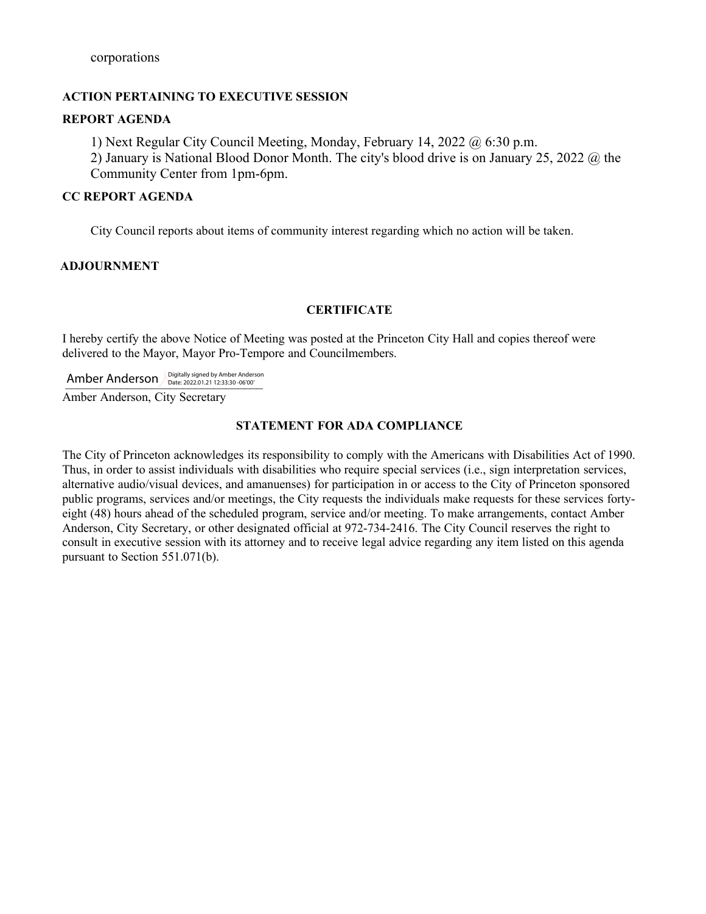corporations

**ACTION PERTAINING TO EXECUTIVE SESSION**

**REPORT AGENDA**

1) Next Regular City Council Meeting, Monday, February 14, 2022 @ 6:30 p.m.
2) January is National Blood Donor Month. The city's blood drive is on January 25, 2022 @ the Community Center from 1pm-6pm.

**CC REPORT AGENDA**

City Council reports about items of community interest regarding which no action will be taken.

**ADJOURNMENT**

**CERTIFICATE**

I hereby certify the above Notice of Meeting was posted at the Princeton City Hall and copies thereof were delivered to the Mayor, Mayor Pro-Tempore and Councilmembers.

Amber Anderson Digitally signed by Amber Anderson Date: 2022.01.21 12:33:30 -06'00'

Amber Anderson, City Secretary

**STATEMENT FOR ADA COMPLIANCE**

The City of Princeton acknowledges its responsibility to comply with the Americans with Disabilities Act of 1990. Thus, in order to assist individuals with disabilities who require special services (i.e., sign interpretation services, alternative audio/visual devices, and amanuenses) for participation in or access to the City of Princeton sponsored public programs, services and/or meetings, the City requests the individuals make requests for these services forty-eight (48) hours ahead of the scheduled program, service and/or meeting. To make arrangements, contact Amber Anderson, City Secretary, or other designated official at 972-734-2416. The City Council reserves the right to consult in executive session with its attorney and to receive legal advice regarding any item listed on this agenda pursuant to Section 551.071(b).